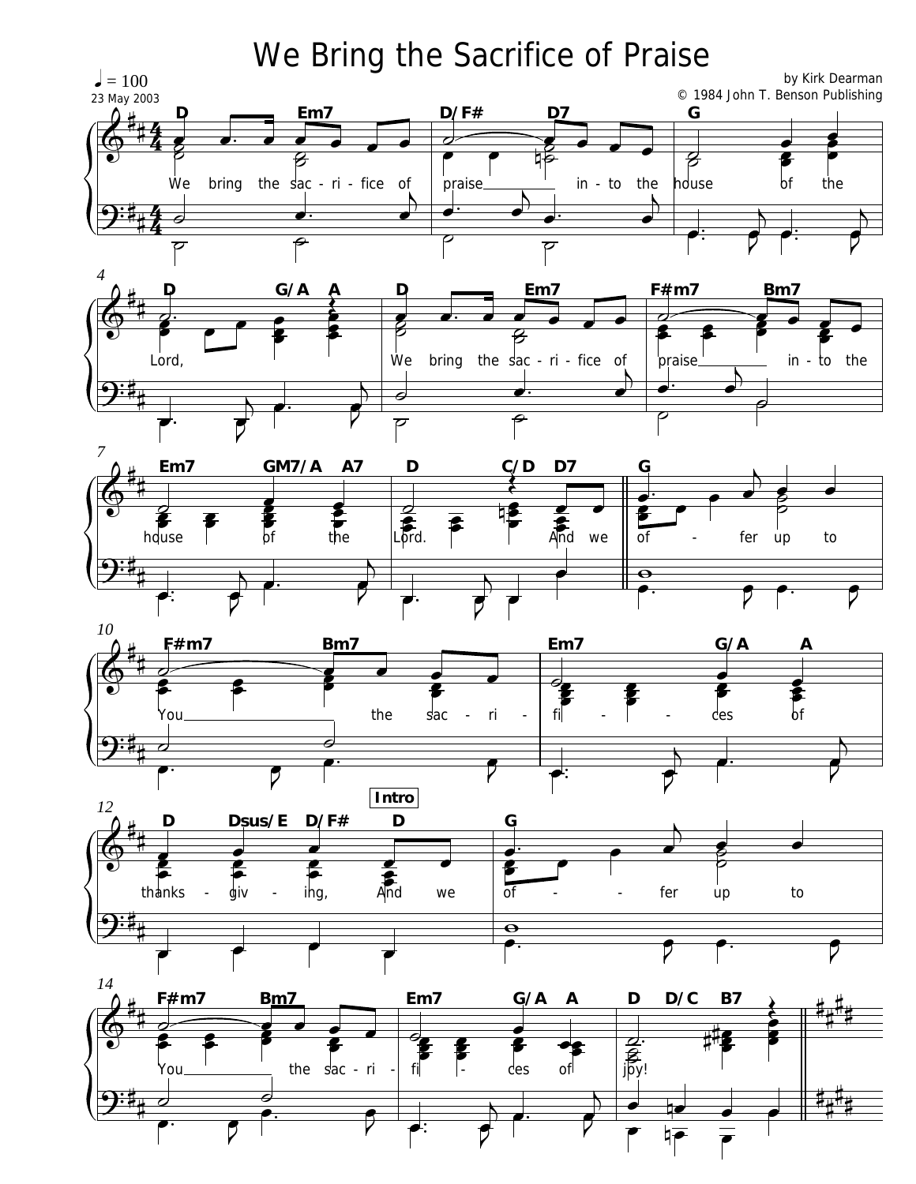# We Bring the Sacrifice of Praise

♩ = 100

23 May 2003

by Kirk Dearman

© 1984 John T. Benson Publishing

D Em7 D/F# D7 G

We bring the sac - ri - fice of praise into the house of the

D G/A A D Em7 F#m7 Bm7

Lord, We bring the sac - ri - fice of praise into the

Em7 GM7/A A7 D C/D D7 G

house of the Lord. And we of - fer up to

F#m7 Bm7 Em7 G/A A

You the sac - ri - fi - ces of

D Dsus/E D/F# D G

thanks - giv - ing, And we of - fer up to

**Intro**

F#m7 Bm7 Em7 G/A A D D/C B7

You the sac - ri - fi - ces of joy!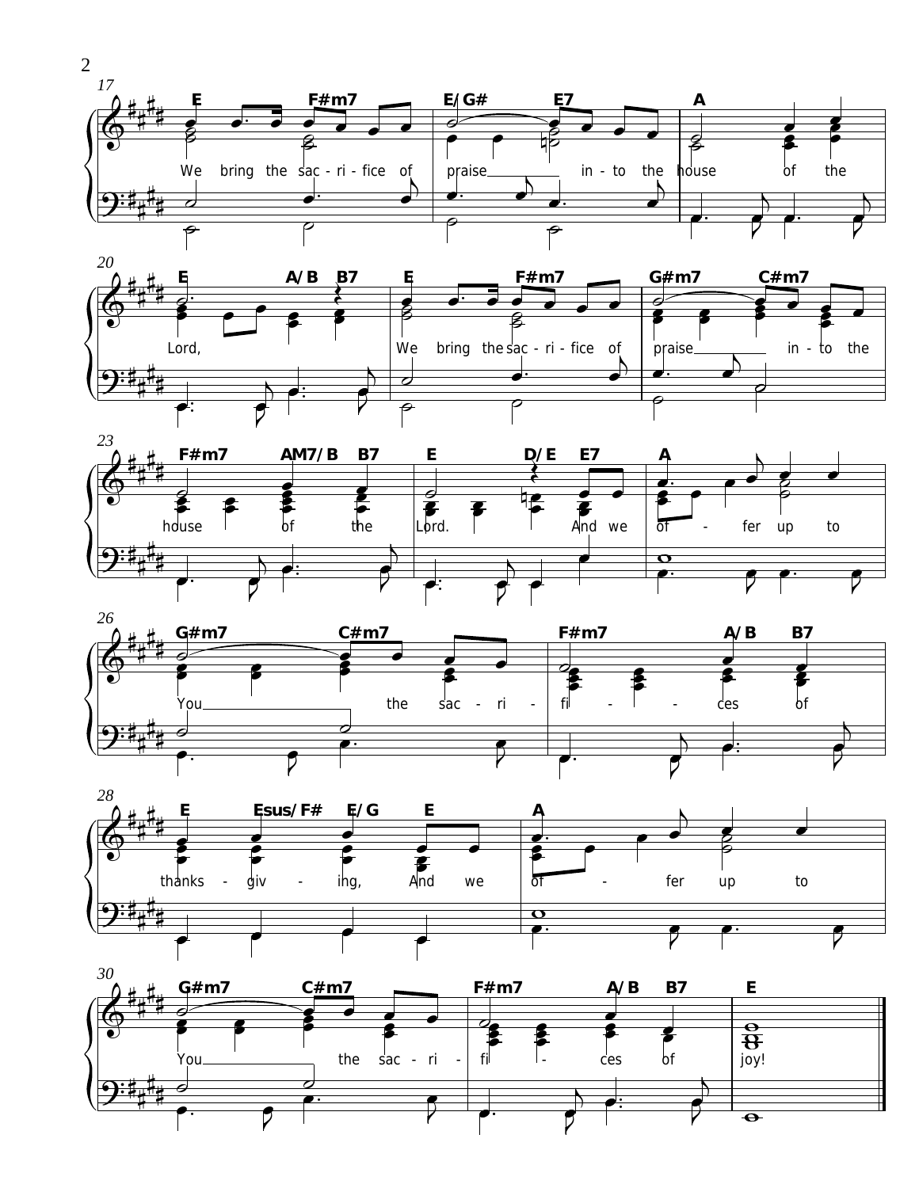17

E F#m7 E/G# E7 A

We bring the sac - ri - fice of praise in - to the house of the

20

E A/B B7 E F#m7 G#m7 C#m7

Lord, We bring the sac - ri - fice of praise in - to the

23

F#m7 AM7/B B7 E D/E E7 A

house of the Lord. And we of - fer up to

26

G#m7 C#m7 F#m7 A/B B7

You the sac - ri - fi - ces of

28

E Esus/F# E/G E A

thanks - giv - ing, And we of - fer up to

30

G#m7 C#m7 F#m7 A/B B7 E

You the sac - ri - fi - ces of joy!